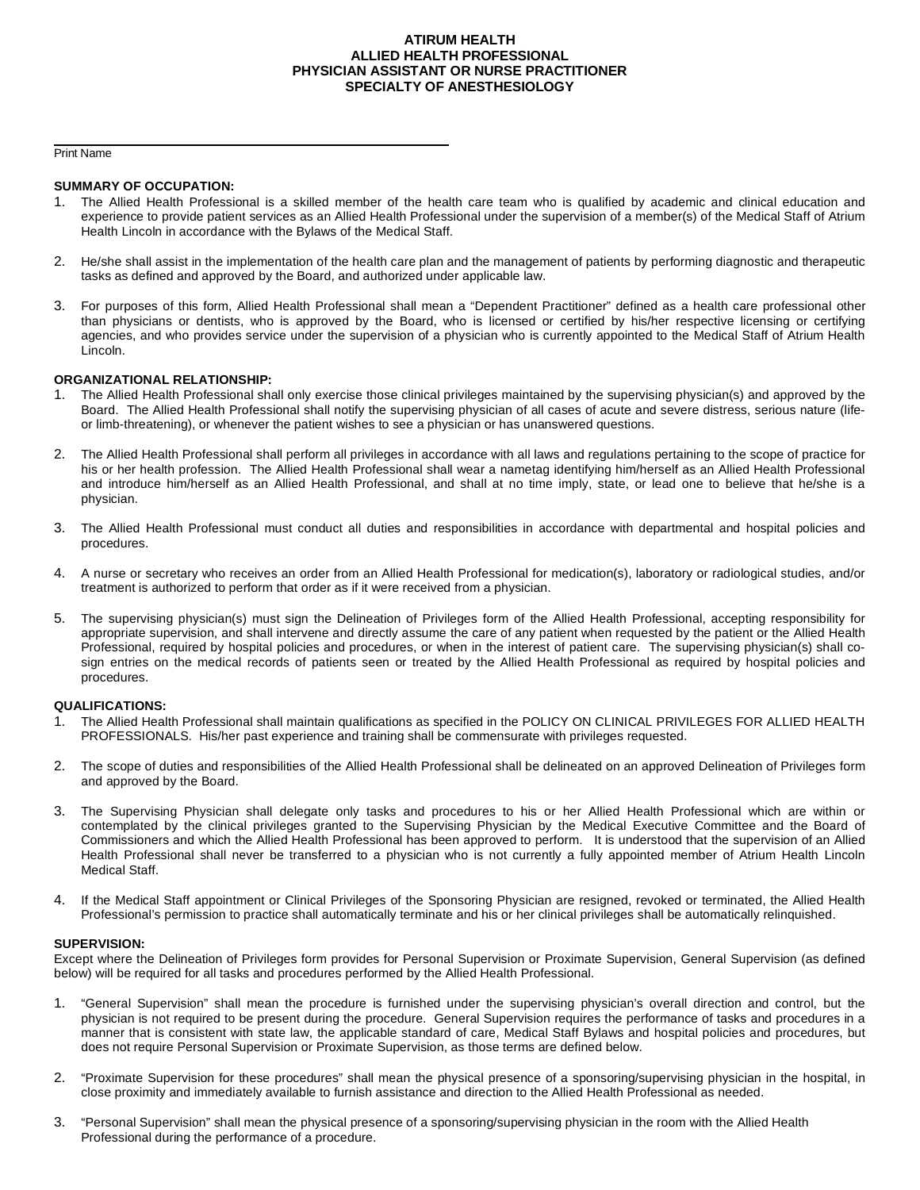# ATIRUM HEALTH
# ALLIED HEALTH PROFESSIONAL
# PHYSICIAN ASSISTANT OR NURSE PRACTITIONER
# SPECIALTY OF ANESTHESIOLOGY

\_\_\_\_\_\_\_\_\_\_\_\_\_\_\_\_\_\_\_\_\_\_\_\_\_\_\_\_\_\_\_\_\_\_\_\_\_\_\_\_\_\_\_\_

Print Name

**SUMMARY OF OCCUPATION:**

1. The Allied Health Professional is a skilled member of the health care team who is qualified by academic and clinical education and experience to provide patient services as an Allied Health Professional under the supervision of a member(s) of the Medical Staff of Atrium Health Lincoln in accordance with the Bylaws of the Medical Staff.

2. He/she shall assist in the implementation of the health care plan and the management of patients by performing diagnostic and therapeutic tasks as defined and approved by the Board, and authorized under applicable law.

3. For purposes of this form, Allied Health Professional shall mean a "Dependent Practitioner" defined as a health care professional other than physicians or dentists, who is approved by the Board, who is licensed or certified by his/her respective licensing or certifying agencies, and who provides service under the supervision of a physician who is currently appointed to the Medical Staff of Atrium Health Lincoln.

**ORGANIZATIONAL RELATIONSHIP:**

1. The Allied Health Professional shall only exercise those clinical privileges maintained by the supervising physician(s) and approved by the Board. The Allied Health Professional shall notify the supervising physician of all cases of acute and severe distress, serious nature (life- or limb-threatening), or whenever the patient wishes to see a physician or has unanswered questions.

2. The Allied Health Professional shall perform all privileges in accordance with all laws and regulations pertaining to the scope of practice for his or her health profession. The Allied Health Professional shall wear a nametag identifying him/herself as an Allied Health Professional and introduce him/herself as an Allied Health Professional, and shall at no time imply, state, or lead one to believe that he/she is a physician.

3. The Allied Health Professional must conduct all duties and responsibilities in accordance with departmental and hospital policies and procedures.

4. A nurse or secretary who receives an order from an Allied Health Professional for medication(s), laboratory or radiological studies, and/or treatment is authorized to perform that order as if it were received from a physician.

5. The supervising physician(s) must sign the Delineation of Privileges form of the Allied Health Professional, accepting responsibility for appropriate supervision, and shall intervene and directly assume the care of any patient when requested by the patient or the Allied Health Professional, required by hospital policies and procedures, or when in the interest of patient care. The supervising physician(s) shall co-sign entries on the medical records of patients seen or treated by the Allied Health Professional as required by hospital policies and procedures.

**QUALIFICATIONS:**

1. The Allied Health Professional shall maintain qualifications as specified in the POLICY ON CLINICAL PRIVILEGES FOR ALLIED HEALTH PROFESSIONALS. His/her past experience and training shall be commensurate with privileges requested.

2. The scope of duties and responsibilities of the Allied Health Professional shall be delineated on an approved Delineation of Privileges form and approved by the Board.

3. The Supervising Physician shall delegate only tasks and procedures to his or her Allied Health Professional which are within or contemplated by the clinical privileges granted to the Supervising Physician by the Medical Executive Committee and the Board of Commissioners and which the Allied Health Professional has been approved to perform. It is understood that the supervision of an Allied Health Professional shall never be transferred to a physician who is not currently a fully appointed member of Atrium Health Lincoln Medical Staff.

4. If the Medical Staff appointment or Clinical Privileges of the Sponsoring Physician are resigned, revoked or terminated, the Allied Health Professional's permission to practice shall automatically terminate and his or her clinical privileges shall be automatically relinquished.

**SUPERVISION:**

Except where the Delineation of Privileges form provides for Personal Supervision or Proximate Supervision, General Supervision (as defined below) will be required for all tasks and procedures performed by the Allied Health Professional.

1. "General Supervision" shall mean the procedure is furnished under the supervising physician's overall direction and control, but the physician is not required to be present during the procedure. General Supervision requires the performance of tasks and procedures in a manner that is consistent with state law, the applicable standard of care, Medical Staff Bylaws and hospital policies and procedures, but does not require Personal Supervision or Proximate Supervision, as those terms are defined below.

2. "Proximate Supervision for these procedures" shall mean the physical presence of a sponsoring/supervising physician in the hospital, in close proximity and immediately available to furnish assistance and direction to the Allied Health Professional as needed.

3. "Personal Supervision" shall mean the physical presence of a sponsoring/supervising physician in the room with the Allied Health Professional during the performance of a procedure.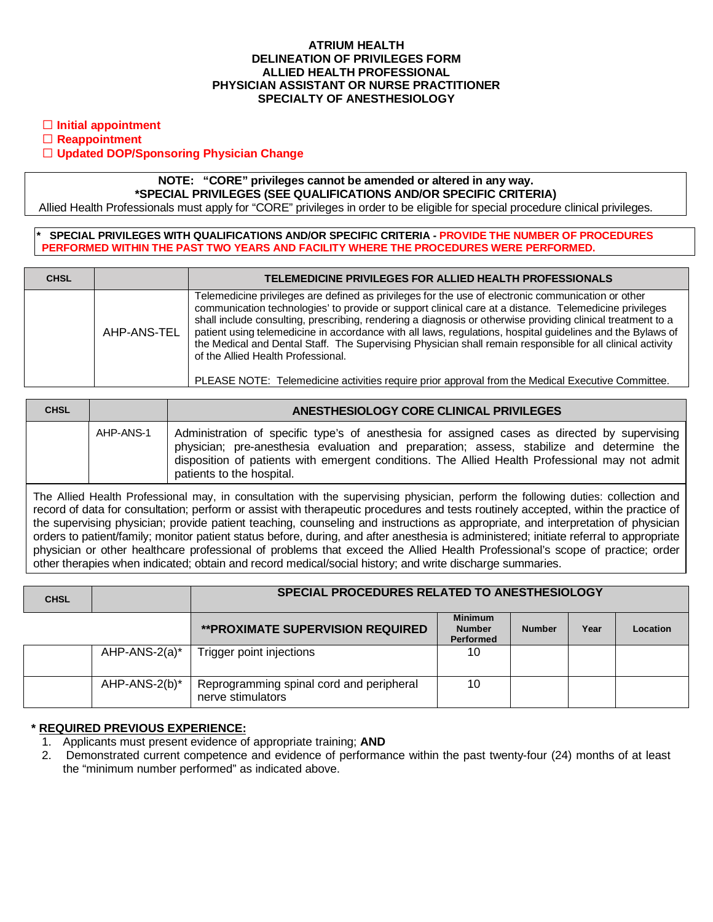**ATRIUM HEALTH**
**DELINEATION OF PRIVILEGES FORM**
**ALLIED HEALTH PROFESSIONAL**
**PHYSICIAN ASSISTANT OR NURSE PRACTITIONER**
**SPECIALTY OF ANESTHESIOLOGY**

☐ **Initial appointment**
☐ **Reappointment**
☐ **Updated DOP/Sponsoring Physician Change**

**NOTE: "CORE" privileges cannot be amended or altered in any way.**
**\*SPECIAL PRIVILEGES (SEE QUALIFICATIONS AND/OR SPECIFIC CRITERIA)**
Allied Health Professionals must apply for "CORE" privileges in order to be eligible for special procedure clinical privileges.

**\* SPECIAL PRIVILEGES WITH QUALIFICATIONS AND/OR SPECIFIC CRITERIA - PROVIDE THE NUMBER OF PROCEDURES PERFORMED WITHIN THE PAST TWO YEARS AND FACILITY WHERE THE PROCEDURES WERE PERFORMED.**

| CHSL | | TELEMEDICINE PRIVILEGES FOR ALLIED HEALTH PROFESSIONALS |
|---|---|---|
| | AHP-ANS-TEL | Telemedicine privileges are defined as privileges for the use of electronic communication or other communication technologies' to provide or support clinical care at a distance. Telemedicine privileges shall include consulting, prescribing, rendering a diagnosis or otherwise providing clinical treatment to a patient using telemedicine in accordance with all laws, regulations, hospital guidelines and the Bylaws of the Medical and Dental Staff. The Supervising Physician shall remain responsible for all clinical activity of the Allied Health Professional.<br><br>PLEASE NOTE: Telemedicine activities require prior approval from the Medical Executive Committee. |

| CHSL | | ANESTHESIOLOGY CORE CLINICAL PRIVILEGES |
|---|---|---|
| | AHP-ANS-1 | Administration of specific type's of anesthesia for assigned cases as directed by supervising physician; pre-anesthesia evaluation and preparation; assess, stabilize and determine the disposition of patients with emergent conditions. The Allied Health Professional may not admit patients to the hospital. |

The Allied Health Professional may, in consultation with the supervising physician, perform the following duties: collection and record of data for consultation; perform or assist with therapeutic procedures and tests routinely accepted, within the practice of the supervising physician; provide patient teaching, counseling and instructions as appropriate, and interpretation of physician orders to patient/family; monitor patient status before, during, and after anesthesia is administered; initiate referral to appropriate physician or other healthcare professional of problems that exceed the Allied Health Professional's scope of practice; order other therapies when indicated; obtain and record medical/social history; and write discharge summaries.

| CHSL | | SPECIAL PROCEDURES RELATED TO ANESTHESIOLOGY | | | | |
|---|---|---|---|---|---|---|
| | | **\*\*PROXIMATE SUPERVISION REQUIRED** | **Minimum Number Performed** | **Number** | **Year** | **Location** |
| | AHP-ANS-2(a)* | Trigger point injections | 10 | | | |
| | AHP-ANS-2(b)* | Reprogramming spinal cord and peripheral nerve stimulators | 10 | | | |

**\* REQUIRED PREVIOUS EXPERIENCE:**

1. Applicants must present evidence of appropriate training; **AND**
2. Demonstrated current competence and evidence of performance within the past twenty-four (24) months of at least the "minimum number performed" as indicated above.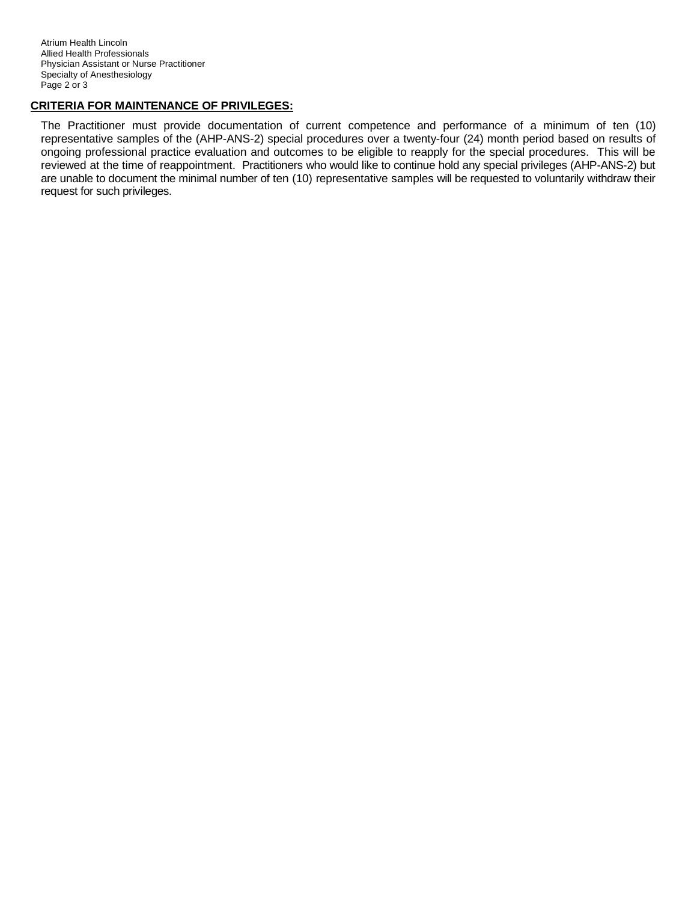## CRITERIA FOR MAINTENANCE OF PRIVILEGES:

The Practitioner must provide documentation of current competence and performance of a minimum of ten (10) representative samples of the (AHP-ANS-2) special procedures over a twenty-four (24) month period based on results of ongoing professional practice evaluation and outcomes to be eligible to reapply for the special procedures. This will be reviewed at the time of reappointment. Practitioners who would like to continue hold any special privileges (AHP-ANS-2) but are unable to document the minimal number of ten (10) representative samples will be requested to voluntarily withdraw their request for such privileges.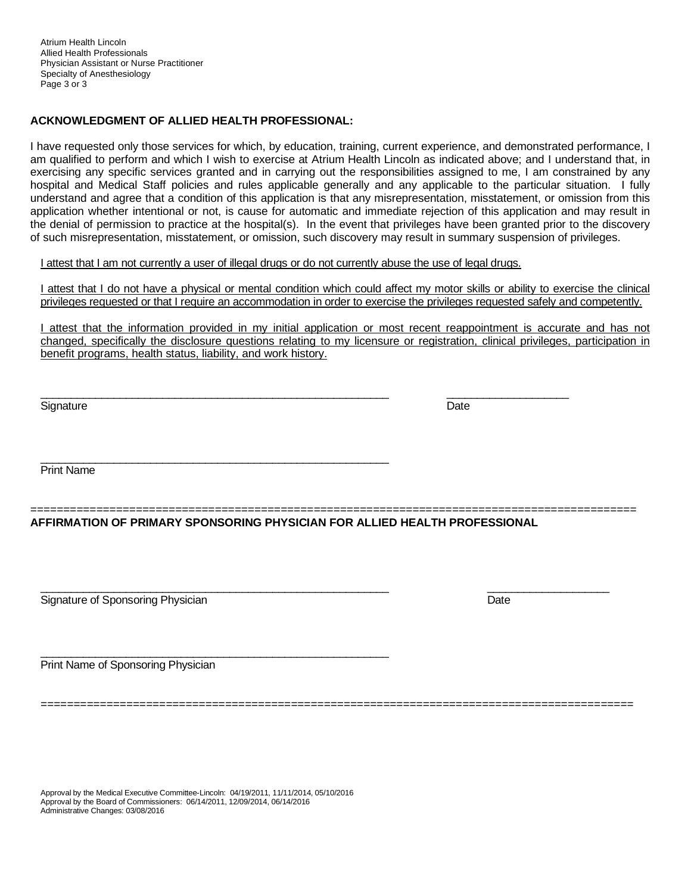## ACKNOWLEDGMENT OF ALLIED HEALTH PROFESSIONAL:

I have requested only those services for which, by education, training, current experience, and demonstrated performance, I am qualified to perform and which I wish to exercise at Atrium Health Lincoln as indicated above; and I understand that, in exercising any specific services granted and in carrying out the responsibilities assigned to me, I am constrained by any hospital and Medical Staff policies and rules applicable generally and any applicable to the particular situation. I fully understand and agree that a condition of this application is that any misrepresentation, misstatement, or omission from this application whether intentional or not, is cause for automatic and immediate rejection of this application and may result in the denial of permission to practice at the hospital(s). In the event that privileges have been granted prior to the discovery of such misrepresentation, misstatement, or omission, such discovery may result in summary suspension of privileges.

I attest that I am not currently a user of illegal drugs or do not currently abuse the use of legal drugs.

I attest that I do not have a physical or mental condition which could affect my motor skills or ability to exercise the clinical privileges requested or that I require an accommodation in order to exercise the privileges requested safely and competently.

I attest that the information provided in my initial application or most recent reappointment is accurate and has not changed, specifically the disclosure questions relating to my licensure or registration, clinical privileges, participation in benefit programs, health status, liability, and work history.

_______________________________________________ ________________

Signature Date

_______________________________________________

Print Name

==========================================================================================

## AFFIRMATION OF PRIMARY SPONSORING PHYSICIAN FOR ALLIED HEALTH PROFESSIONAL

_______________________________________________ ________________

Signature of Sponsoring Physician Date

_______________________________________________

Print Name of Sponsoring Physician

==========================================================================================

Approval by the Medical Executive Committee-Lincoln: 04/19/2011, 11/11/2014, 05/10/2016
Approval by the Board of Commissioners: 06/14/2011, 12/09/2014, 06/14/2016
Administrative Changes: 03/08/2016